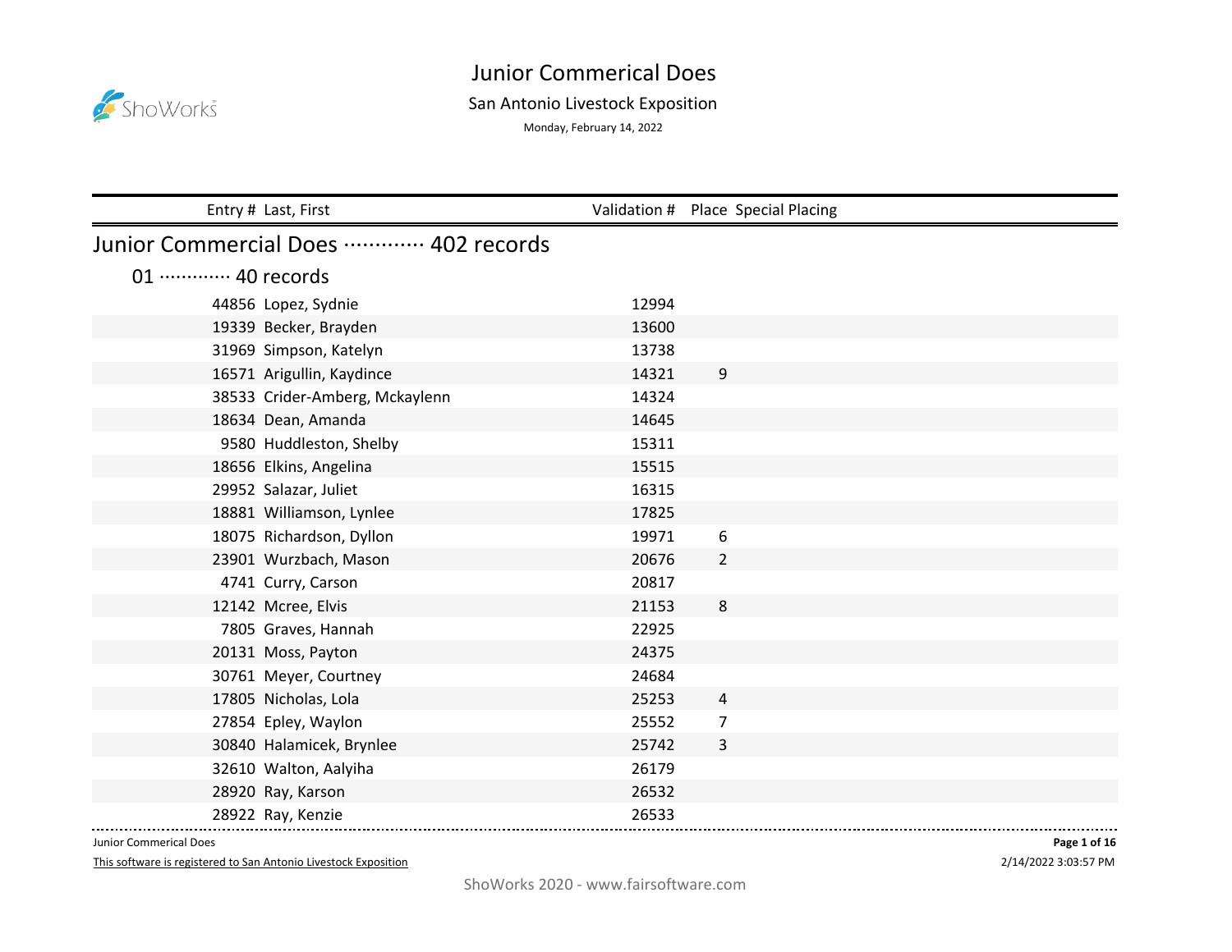# Junior Commerical Does

## San Antonio Livestock Exposition

Monday, February 14, 2022

## Junior Commercial Does ············· 402 records

### 01 ············· 40 records

| Entry # | Last, First | Validation # | Place | Special Placing |
|---|---|---|---|---|
| 44856 | Lopez, Sydnie | 12994 | | |
| 19339 | Becker, Brayden | 13600 | | |
| 31969 | Simpson, Katelyn | 13738 | | |
| 16571 | Arigullin, Kaydince | 14321 | 9 | |
| 38533 | Crider-Amberg, Mckaylenn | 14324 | | |
| 18634 | Dean, Amanda | 14645 | | |
| 9580 | Huddleston, Shelby | 15311 | | |
| 18656 | Elkins, Angelina | 15515 | | |
| 29952 | Salazar, Juliet | 16315 | | |
| 18881 | Williamson, Lynlee | 17825 | | |
| 18075 | Richardson, Dyllon | 19971 | 6 | |
| 23901 | Wurzbach, Mason | 20676 | 2 | |
| 4741 | Curry, Carson | 20817 | | |
| 12142 | Mcree, Elvis | 21153 | 8 | |
| 7805 | Graves, Hannah | 22925 | | |
| 20131 | Moss, Payton | 24375 | | |
| 30761 | Meyer, Courtney | 24684 | | |
| 17805 | Nicholas, Lola | 25253 | 4 | |
| 27854 | Epley, Waylon | 25552 | 7 | |
| 30840 | Halamicek, Brynlee | 25742 | 3 | |
| 32610 | Walton, Aalyiha | 26179 | | |
| 28920 | Ray, Karson | 26532 | | |
| 28922 | Ray, Kenzie | 26533 | | |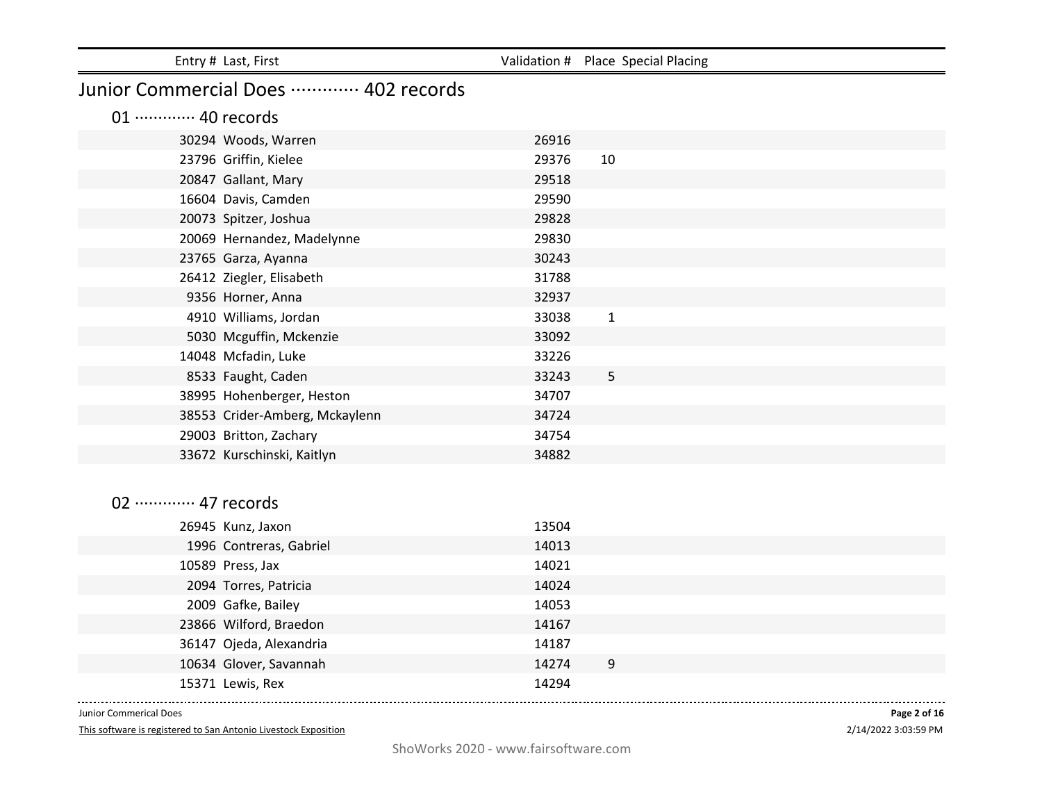| Entry # | Last, First | Validation # | Place | Special Placing |
|---|---|---|---|---|

# Junior Commercial Does ············· 402 records

## 01 ············· 40 records

| Entry # | Last, First | Validation # | Place | Special Placing |
|---|---|---|---|---|
| 30294 | Woods, Warren | 26916 | | |
| 23796 | Griffin, Kielee | 29376 | 10 | |
| 20847 | Gallant, Mary | 29518 | | |
| 16604 | Davis, Camden | 29590 | | |
| 20073 | Spitzer, Joshua | 29828 | | |
| 20069 | Hernandez, Madelynne | 29830 | | |
| 23765 | Garza, Ayanna | 30243 | | |
| 26412 | Ziegler, Elisabeth | 31788 | | |
| 9356 | Horner, Anna | 32937 | | |
| 4910 | Williams, Jordan | 33038 | 1 | |
| 5030 | Mcguffin, Mckenzie | 33092 | | |
| 14048 | Mcfadin, Luke | 33226 | | |
| 8533 | Faught, Caden | 33243 | 5 | |
| 38995 | Hohenberger, Heston | 34707 | | |
| 38553 | Crider-Amberg, Mckaylenn | 34724 | | |
| 29003 | Britton, Zachary | 34754 | | |
| 33672 | Kurschinski, Kaitlyn | 34882 | | |

## 02 ············· 47 records

| Entry # | Last, First | Validation # | Place | Special Placing |
|---|---|---|---|---|
| 26945 | Kunz, Jaxon | 13504 | | |
| 1996 | Contreras, Gabriel | 14013 | | |
| 10589 | Press, Jax | 14021 | | |
| 2094 | Torres, Patricia | 14024 | | |
| 2009 | Gafke, Bailey | 14053 | | |
| 23866 | Wilford, Braedon | 14167 | | |
| 36147 | Ojeda, Alexandria | 14187 | | |
| 10634 | Glover, Savannah | 14274 | 9 | |
| 15371 | Lewis, Rex | 14294 | | |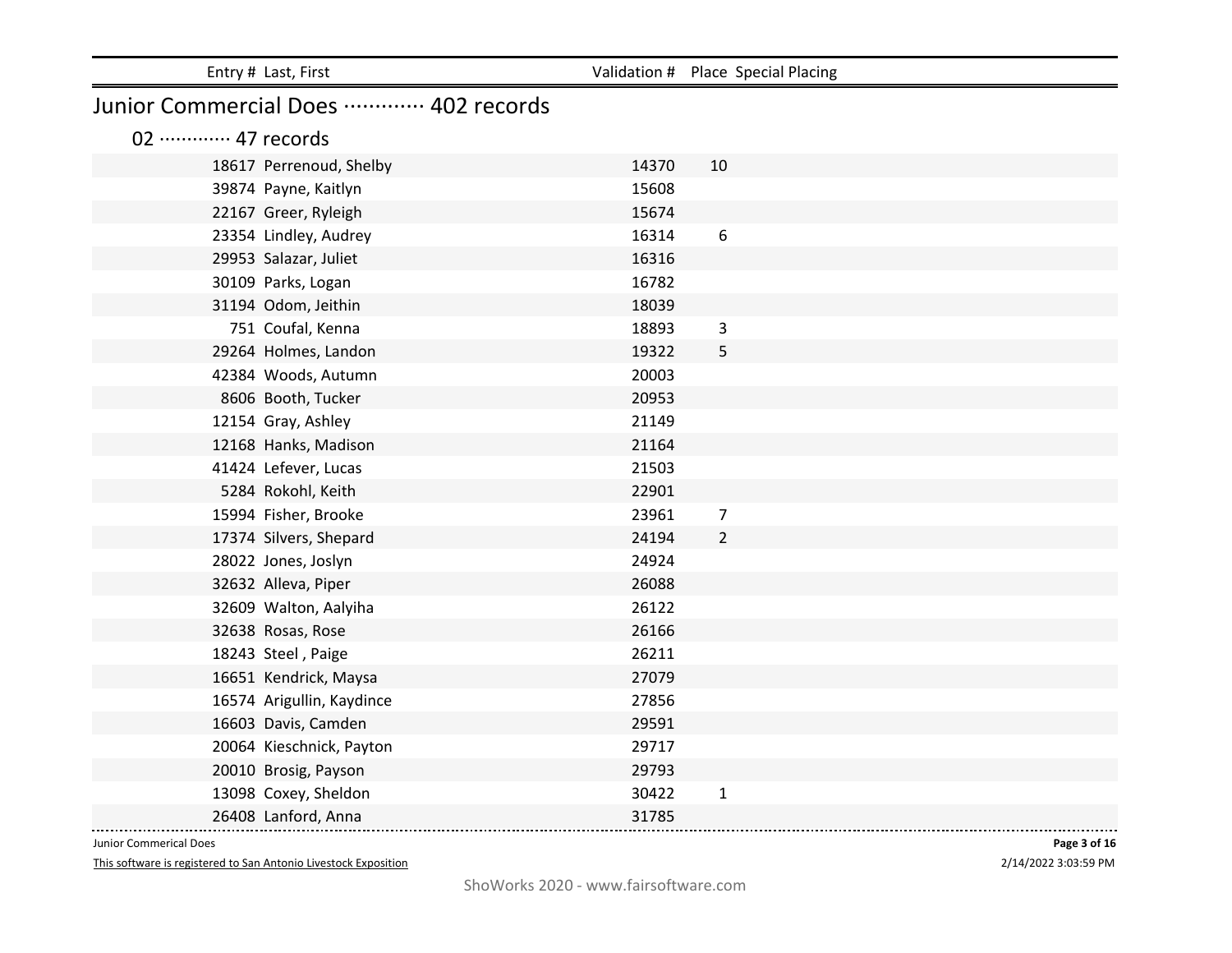| Entry # | Last, First | Validation # | Place | Special Placing |
|---|---|---|---|---|

## Junior Commercial Does ············· 402 records

### 02 ············· 47 records

| Entry # | Last, First | Validation # | Place | Special Placing |
|---|---|---|---|---|
| 18617 | Perrenoud, Shelby | 14370 | 10 | |
| 39874 | Payne, Kaitlyn | 15608 | | |
| 22167 | Greer, Ryleigh | 15674 | | |
| 23354 | Lindley, Audrey | 16314 | 6 | |
| 29953 | Salazar, Juliet | 16316 | | |
| 30109 | Parks, Logan | 16782 | | |
| 31194 | Odom, Jeithin | 18039 | | |
| 751 | Coufal, Kenna | 18893 | 3 | |
| 29264 | Holmes, Landon | 19322 | 5 | |
| 42384 | Woods, Autumn | 20003 | | |
| 8606 | Booth, Tucker | 20953 | | |
| 12154 | Gray, Ashley | 21149 | | |
| 12168 | Hanks, Madison | 21164 | | |
| 41424 | Lefever, Lucas | 21503 | | |
| 5284 | Rokohl, Keith | 22901 | | |
| 15994 | Fisher, Brooke | 23961 | 7 | |
| 17374 | Silvers, Shepard | 24194 | 2 | |
| 28022 | Jones, Joslyn | 24924 | | |
| 32632 | Alleva, Piper | 26088 | | |
| 32609 | Walton, Aalyiha | 26122 | | |
| 32638 | Rosas, Rose | 26166 | | |
| 18243 | Steel , Paige | 26211 | | |
| 16651 | Kendrick, Maysa | 27079 | | |
| 16574 | Arigullin, Kaydince | 27856 | | |
| 16603 | Davis, Camden | 29591 | | |
| 20064 | Kieschnick, Payton | 29717 | | |
| 20010 | Brosig, Payson | 29793 | | |
| 13098 | Coxey, Sheldon | 30422 | 1 | |
| 26408 | Lanford, Anna | 31785 | | |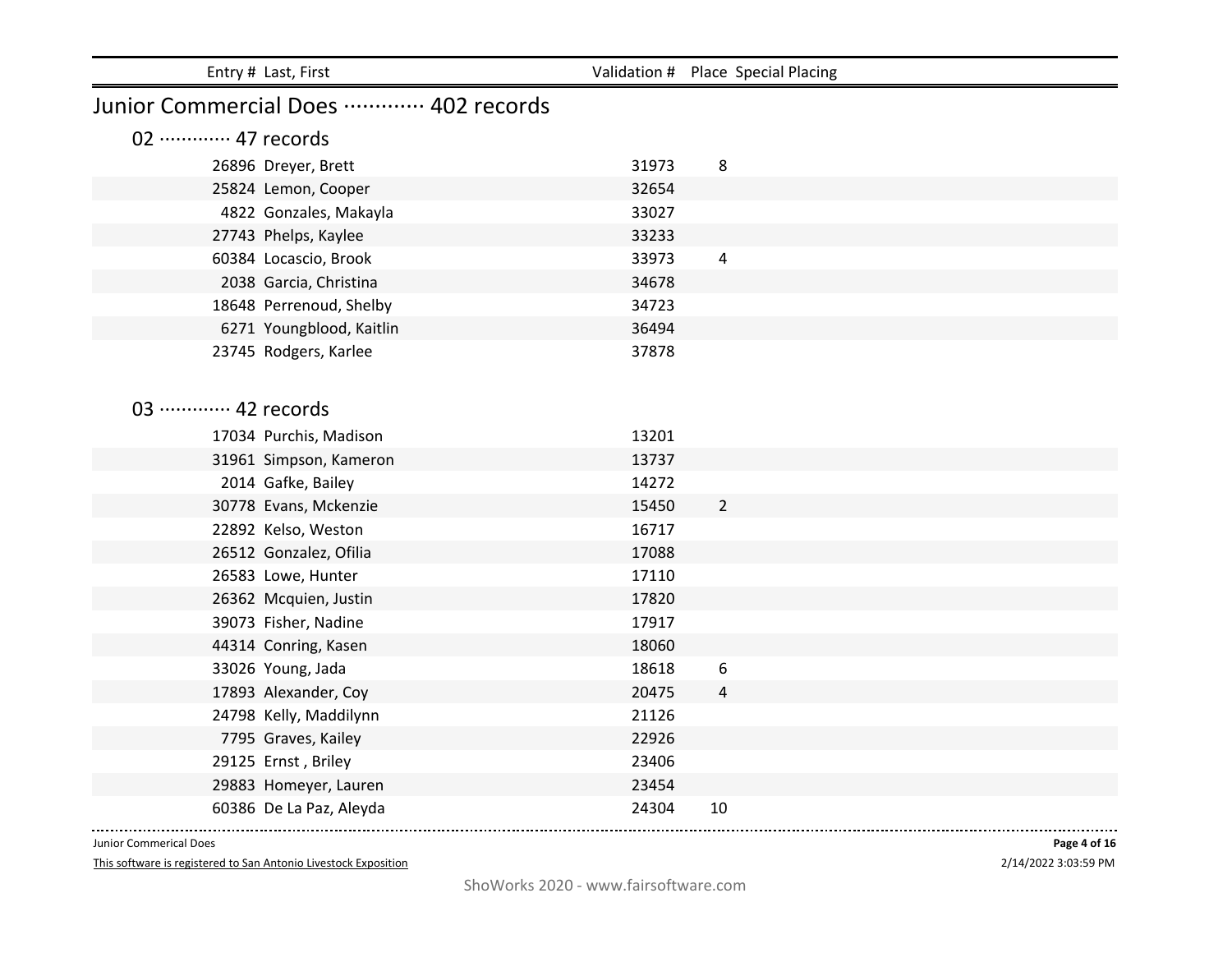| Entry # | Last, First | Validation # | Place | Special Placing |
|---|---|---|---|---|

## Junior Commercial Does ············· 402 records

### 02 ············· 47 records

| Entry # | Last, First | Validation # | Place | Special Placing |
|---|---|---|---|---|
| 26896 | Dreyer, Brett | 31973 | 8 | |
| 25824 | Lemon, Cooper | 32654 | | |
| 4822 | Gonzales, Makayla | 33027 | | |
| 27743 | Phelps, Kaylee | 33233 | | |
| 60384 | Locascio, Brook | 33973 | 4 | |
| 2038 | Garcia, Christina | 34678 | | |
| 18648 | Perrenoud, Shelby | 34723 | | |
| 6271 | Youngblood, Kaitlin | 36494 | | |
| 23745 | Rodgers, Karlee | 37878 | | |

### 03 ············· 42 records

| Entry # | Last, First | Validation # | Place | Special Placing |
|---|---|---|---|---|
| 17034 | Purchis, Madison | 13201 | | |
| 31961 | Simpson, Kameron | 13737 | | |
| 2014 | Gafke, Bailey | 14272 | | |
| 30778 | Evans, Mckenzie | 15450 | 2 | |
| 22892 | Kelso, Weston | 16717 | | |
| 26512 | Gonzalez, Ofilia | 17088 | | |
| 26583 | Lowe, Hunter | 17110 | | |
| 26362 | Mcquien, Justin | 17820 | | |
| 39073 | Fisher, Nadine | 17917 | | |
| 44314 | Conring, Kasen | 18060 | | |
| 33026 | Young, Jada | 18618 | 6 | |
| 17893 | Alexander, Coy | 20475 | 4 | |
| 24798 | Kelly, Maddilynn | 21126 | | |
| 7795 | Graves, Kailey | 22926 | | |
| 29125 | Ernst , Briley | 23406 | | |
| 29883 | Homeyer, Lauren | 23454 | | |
| 60386 | De La Paz, Aleyda | 24304 | 10 | |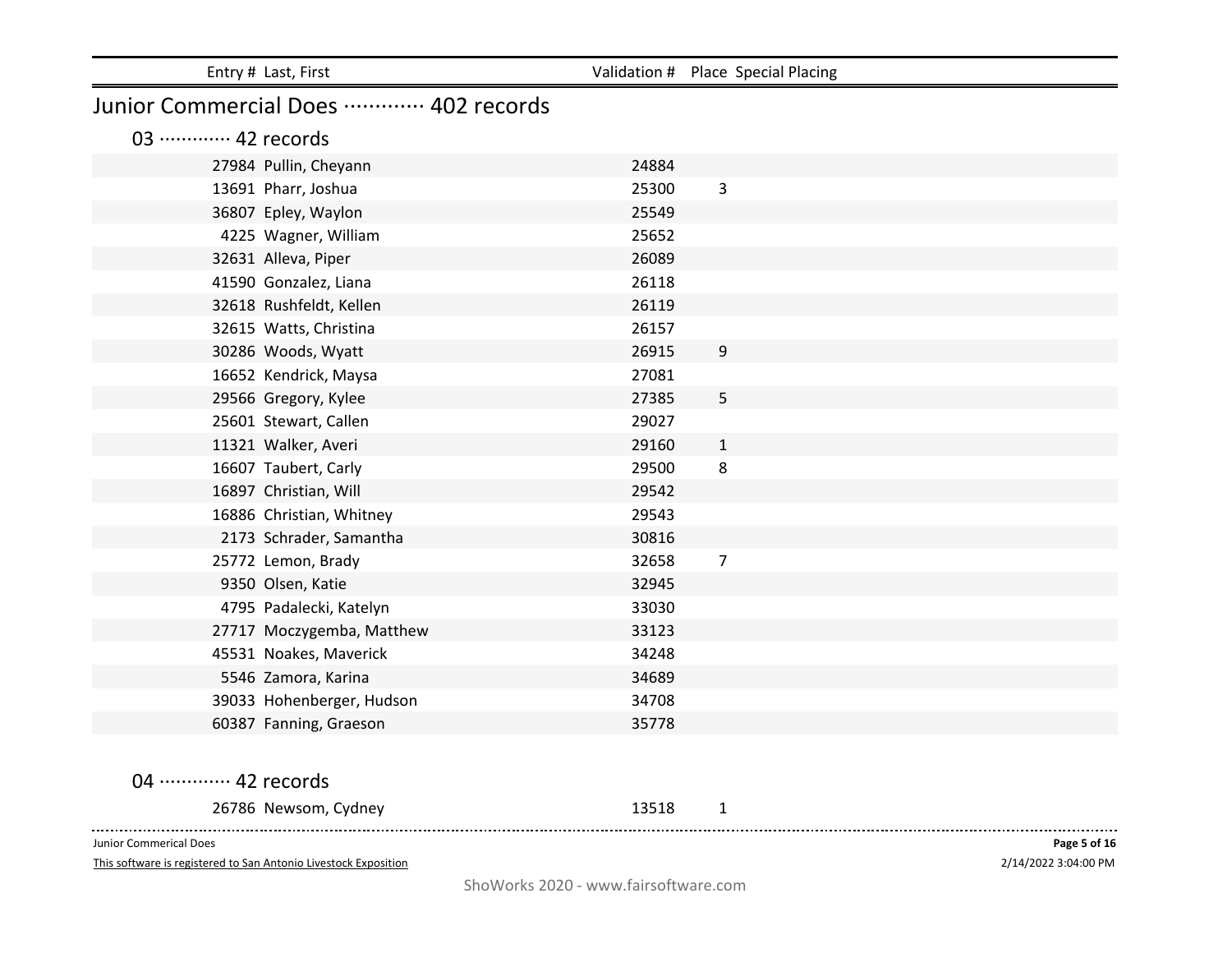## Junior Commercial Does ············· 402 records

### 03 ············· 42 records

| Entry # | Last, First | Validation # | Place | Special Placing |
|---|---|---|---|---|
| 27984 | Pullin, Cheyann | 24884 | | |
| 13691 | Pharr, Joshua | 25300 | 3 | |
| 36807 | Epley, Waylon | 25549 | | |
| 4225 | Wagner, William | 25652 | | |
| 32631 | Alleva, Piper | 26089 | | |
| 41590 | Gonzalez, Liana | 26118 | | |
| 32618 | Rushfeldt, Kellen | 26119 | | |
| 32615 | Watts, Christina | 26157 | | |
| 30286 | Woods, Wyatt | 26915 | 9 | |
| 16652 | Kendrick, Maysa | 27081 | | |
| 29566 | Gregory, Kylee | 27385 | 5 | |
| 25601 | Stewart, Callen | 29027 | | |
| 11321 | Walker, Averi | 29160 | 1 | |
| 16607 | Taubert, Carly | 29500 | 8 | |
| 16897 | Christian, Will | 29542 | | |
| 16886 | Christian, Whitney | 29543 | | |
| 2173 | Schrader, Samantha | 30816 | | |
| 25772 | Lemon, Brady | 32658 | 7 | |
| 9350 | Olsen, Katie | 32945 | | |
| 4795 | Padalecki, Katelyn | 33030 | | |
| 27717 | Moczygemba, Matthew | 33123 | | |
| 45531 | Noakes, Maverick | 34248 | | |
| 5546 | Zamora, Karina | 34689 | | |
| 39033 | Hohenberger, Hudson | 34708 | | |
| 60387 | Fanning, Graeson | 35778 | | |

### 04 ············· 42 records

| Entry # | Last, First | Validation # | Place | Special Placing |
|---|---|---|---|---|
| 26786 | Newsom, Cydney | 13518 | 1 | |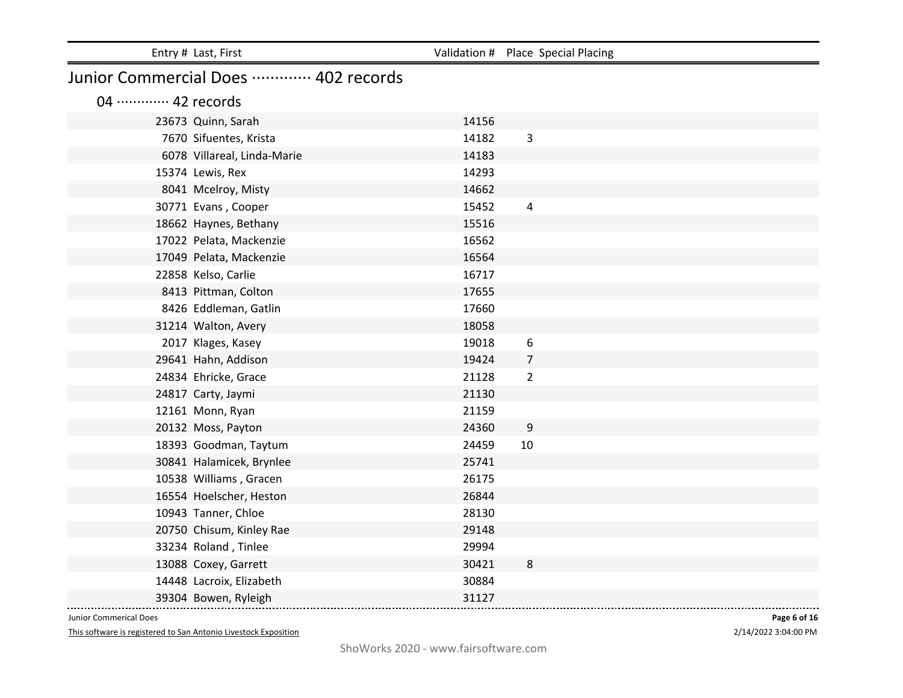## Junior Commercial Does ············· 402 records

### 04 ············· 42 records

| Entry # | Last, First | Validation # | Place | Special Placing |
|---|---|---|---|---|
| 23673 | Quinn, Sarah | 14156 | | |
| 7670 | Sifuentes, Krista | 14182 | 3 | |
| 6078 | Villareal, Linda-Marie | 14183 | | |
| 15374 | Lewis, Rex | 14293 | | |
| 8041 | Mcelroy, Misty | 14662 | | |
| 30771 | Evans , Cooper | 15452 | 4 | |
| 18662 | Haynes, Bethany | 15516 | | |
| 17022 | Pelata, Mackenzie | 16562 | | |
| 17049 | Pelata, Mackenzie | 16564 | | |
| 22858 | Kelso, Carlie | 16717 | | |
| 8413 | Pittman, Colton | 17655 | | |
| 8426 | Eddleman, Gatlin | 17660 | | |
| 31214 | Walton, Avery | 18058 | | |
| 2017 | Klages, Kasey | 19018 | 6 | |
| 29641 | Hahn, Addison | 19424 | 7 | |
| 24834 | Ehricke, Grace | 21128 | 2 | |
| 24817 | Carty, Jaymi | 21130 | | |
| 12161 | Monn, Ryan | 21159 | | |
| 20132 | Moss, Payton | 24360 | 9 | |
| 18393 | Goodman, Taytum | 24459 | 10 | |
| 30841 | Halamicek, Brynlee | 25741 | | |
| 10538 | Williams , Gracen | 26175 | | |
| 16554 | Hoelscher, Heston | 26844 | | |
| 10943 | Tanner, Chloe | 28130 | | |
| 20750 | Chisum, Kinley Rae | 29148 | | |
| 33234 | Roland , Tinlee | 29994 | | |
| 13088 | Coxey, Garrett | 30421 | 8 | |
| 14448 | Lacroix, Elizabeth | 30884 | | |
| 39304 | Bowen, Ryleigh | 31127 | | |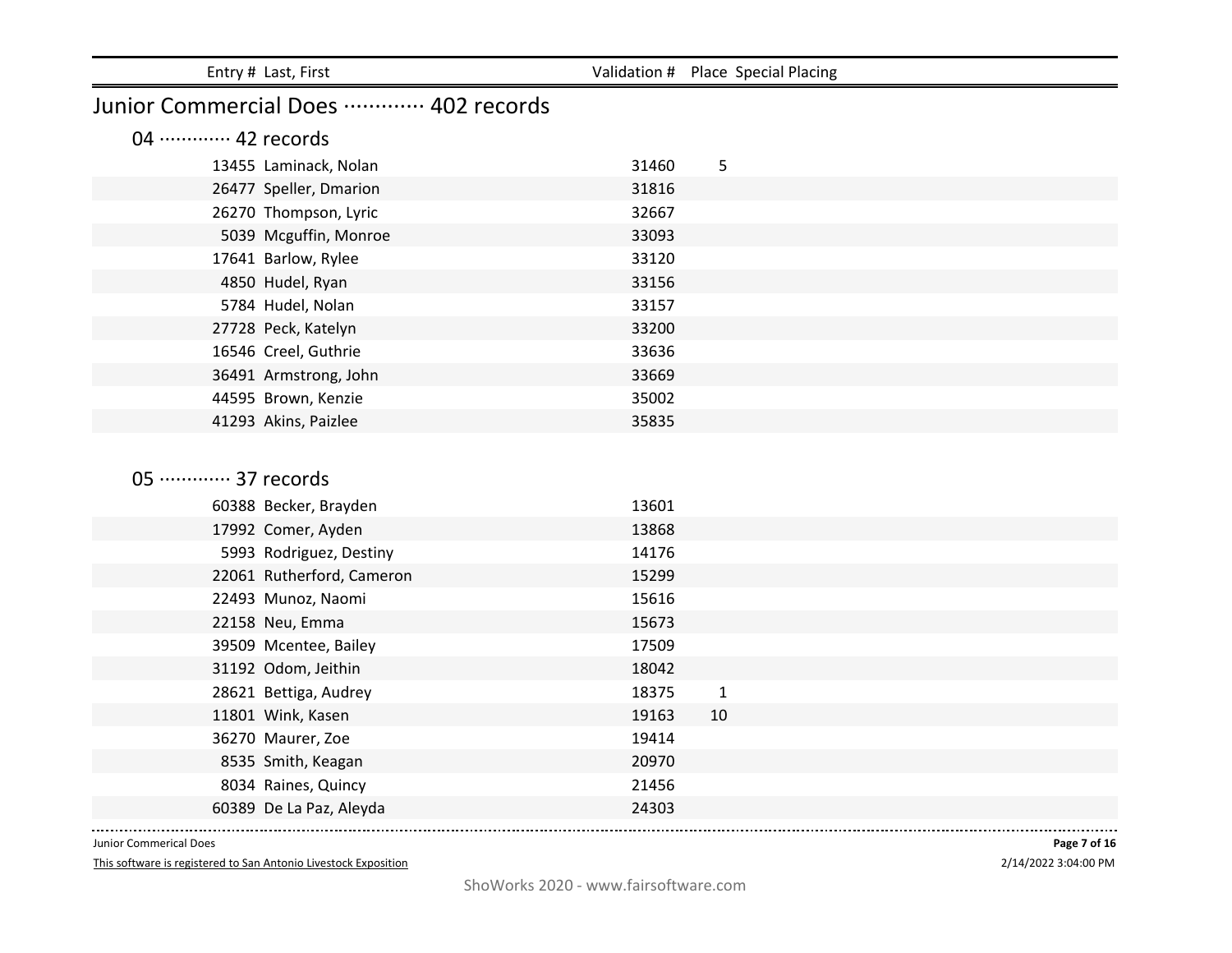| Entry # | Last, First | Validation # | Place | Special Placing |
|---|---|---|---|---|

## Junior Commercial Does ············· 402 records

### 04 ············· 42 records

| Entry # | Last, First | Validation # | Place | Special Placing |
|---|---|---|---|---|
| 13455 | Laminack, Nolan | 31460 | 5 | |
| 26477 | Speller, Dmarion | 31816 | | |
| 26270 | Thompson, Lyric | 32667 | | |
| 5039 | Mcguffin, Monroe | 33093 | | |
| 17641 | Barlow, Rylee | 33120 | | |
| 4850 | Hudel, Ryan | 33156 | | |
| 5784 | Hudel, Nolan | 33157 | | |
| 27728 | Peck, Katelyn | 33200 | | |
| 16546 | Creel, Guthrie | 33636 | | |
| 36491 | Armstrong, John | 33669 | | |
| 44595 | Brown, Kenzie | 35002 | | |
| 41293 | Akins, Paizlee | 35835 | | |

### 05 ············· 37 records

| Entry # | Last, First | Validation # | Place | Special Placing |
|---|---|---|---|---|
| 60388 | Becker, Brayden | 13601 | | |
| 17992 | Comer, Ayden | 13868 | | |
| 5993 | Rodriguez, Destiny | 14176 | | |
| 22061 | Rutherford, Cameron | 15299 | | |
| 22493 | Munoz, Naomi | 15616 | | |
| 22158 | Neu, Emma | 15673 | | |
| 39509 | Mcentee, Bailey | 17509 | | |
| 31192 | Odom, Jeithin | 18042 | | |
| 28621 | Bettiga, Audrey | 18375 | 1 | |
| 11801 | Wink, Kasen | 19163 | 10 | |
| 36270 | Maurer, Zoe | 19414 | | |
| 8535 | Smith, Keagan | 20970 | | |
| 8034 | Raines, Quincy | 21456 | | |
| 60389 | De La Paz, Aleyda | 24303 | | |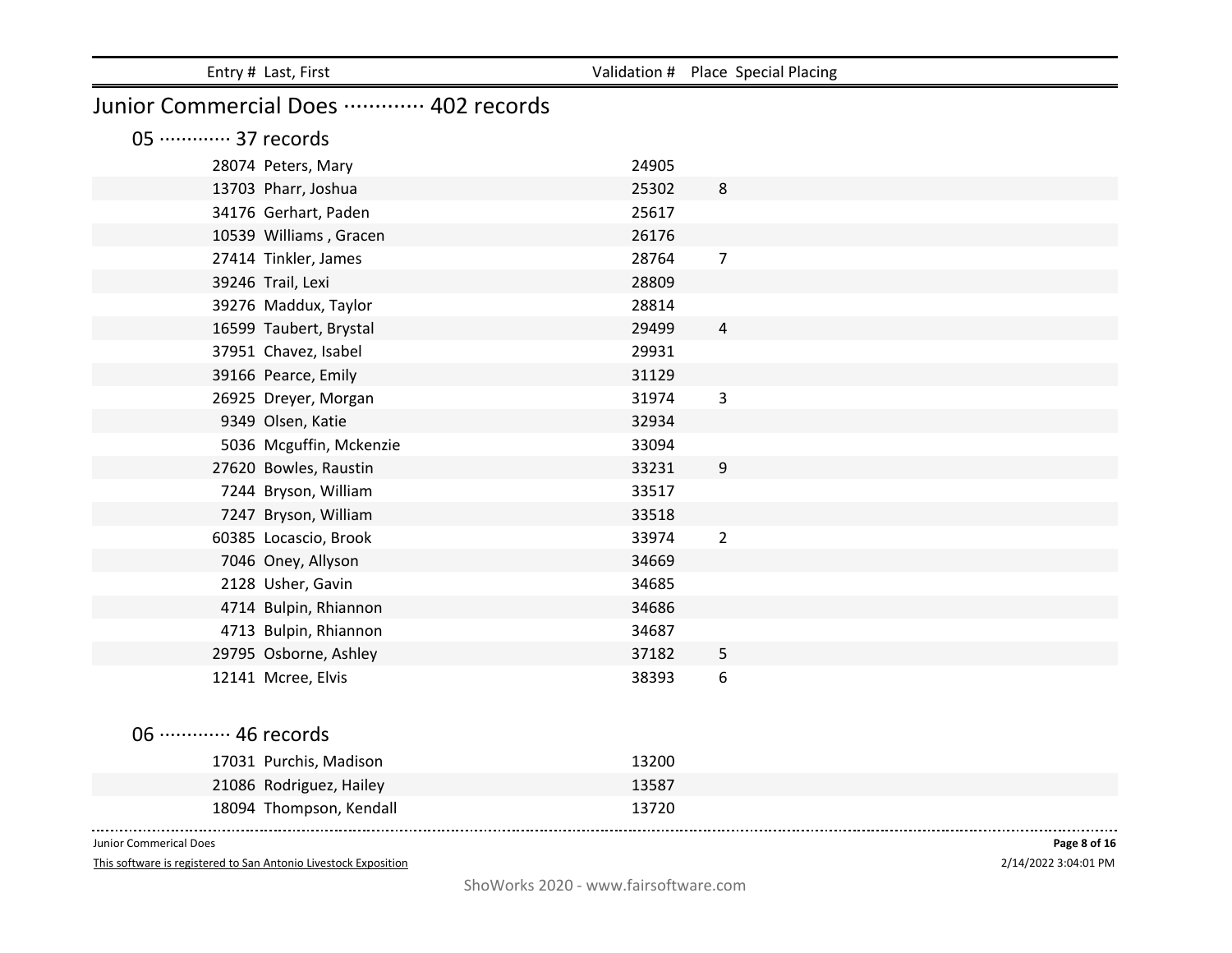| Entry # | Last, First | Validation # | Place | Special Placing |
|---|---|---|---|---|

# Junior Commercial Does ············· 402 records

## 05 ············· 37 records

| Entry # | Last, First | Validation # | Place | Special Placing |
|---|---|---|---|---|
| 28074 | Peters, Mary | 24905 | | |
| 13703 | Pharr, Joshua | 25302 | 8 | |
| 34176 | Gerhart, Paden | 25617 | | |
| 10539 | Williams , Gracen | 26176 | | |
| 27414 | Tinkler, James | 28764 | 7 | |
| 39246 | Trail, Lexi | 28809 | | |
| 39276 | Maddux, Taylor | 28814 | | |
| 16599 | Taubert, Brystal | 29499 | 4 | |
| 37951 | Chavez, Isabel | 29931 | | |
| 39166 | Pearce, Emily | 31129 | | |
| 26925 | Dreyer, Morgan | 31974 | 3 | |
| 9349 | Olsen, Katie | 32934 | | |
| 5036 | Mcguffin, Mckenzie | 33094 | | |
| 27620 | Bowles, Raustin | 33231 | 9 | |
| 7244 | Bryson, William | 33517 | | |
| 7247 | Bryson, William | 33518 | | |
| 60385 | Locascio, Brook | 33974 | 2 | |
| 7046 | Oney, Allyson | 34669 | | |
| 2128 | Usher, Gavin | 34685 | | |
| 4714 | Bulpin, Rhiannon | 34686 | | |
| 4713 | Bulpin, Rhiannon | 34687 | | |
| 29795 | Osborne, Ashley | 37182 | 5 | |
| 12141 | Mcree, Elvis | 38393 | 6 | |

## 06 ············· 46 records

| Entry # | Last, First | Validation # | Place | Special Placing |
|---|---|---|---|---|
| 17031 | Purchis, Madison | 13200 | | |
| 21086 | Rodriguez, Hailey | 13587 | | |
| 18094 | Thompson, Kendall | 13720 | | |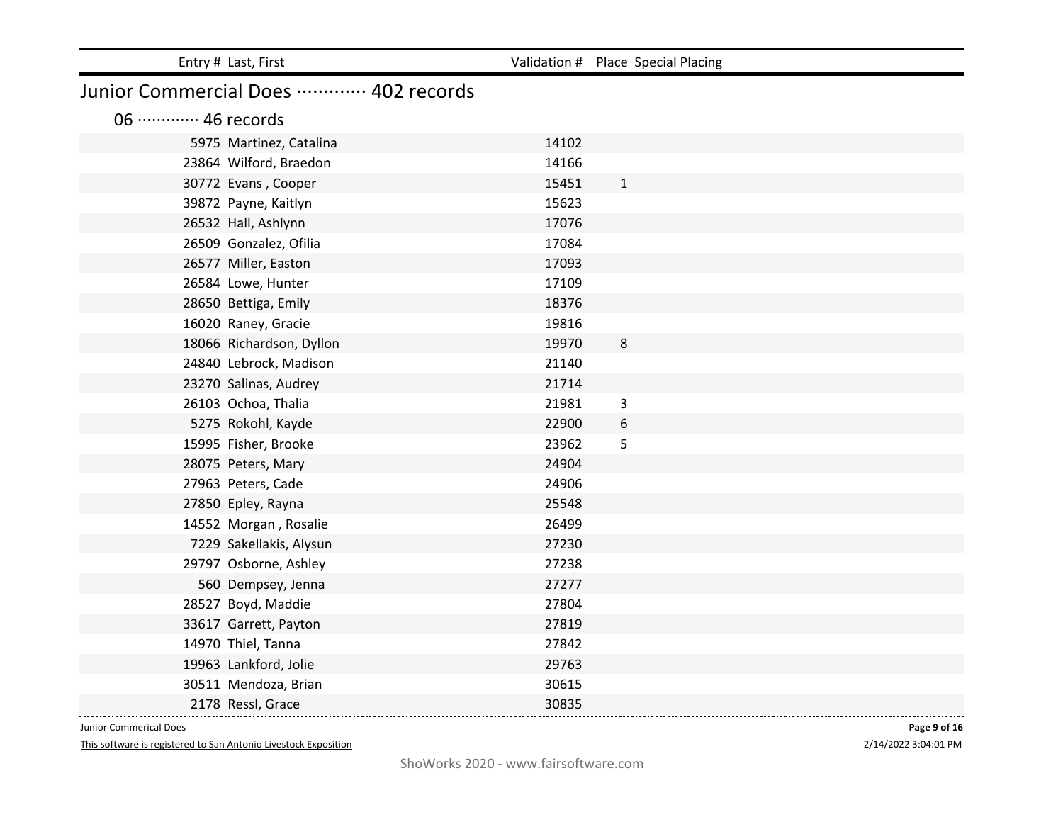| Entry # | Last, First | Validation # | Place | Special Placing |
|---|---|---|---|---|

## Junior Commercial Does ············· 402 records

### 06 ············· 46 records

| Entry # | Last, First | Validation # | Place | Special Placing |
|---|---|---|---|---|
| 5975 | Martinez, Catalina | 14102 | | |
| 23864 | Wilford, Braedon | 14166 | | |
| 30772 | Evans , Cooper | 15451 | 1 | |
| 39872 | Payne, Kaitlyn | 15623 | | |
| 26532 | Hall, Ashlynn | 17076 | | |
| 26509 | Gonzalez, Ofilia | 17084 | | |
| 26577 | Miller, Easton | 17093 | | |
| 26584 | Lowe, Hunter | 17109 | | |
| 28650 | Bettiga, Emily | 18376 | | |
| 16020 | Raney, Gracie | 19816 | | |
| 18066 | Richardson, Dyllon | 19970 | 8 | |
| 24840 | Lebrock, Madison | 21140 | | |
| 23270 | Salinas, Audrey | 21714 | | |
| 26103 | Ochoa, Thalia | 21981 | 3 | |
| 5275 | Rokohl, Kayde | 22900 | 6 | |
| 15995 | Fisher, Brooke | 23962 | 5 | |
| 28075 | Peters, Mary | 24904 | | |
| 27963 | Peters, Cade | 24906 | | |
| 27850 | Epley, Rayna | 25548 | | |
| 14552 | Morgan , Rosalie | 26499 | | |
| 7229 | Sakellakis, Alysun | 27230 | | |
| 29797 | Osborne, Ashley | 27238 | | |
| 560 | Dempsey, Jenna | 27277 | | |
| 28527 | Boyd, Maddie | 27804 | | |
| 33617 | Garrett, Payton | 27819 | | |
| 14970 | Thiel, Tanna | 27842 | | |
| 19963 | Lankford, Jolie | 29763 | | |
| 30511 | Mendoza, Brian | 30615 | | |
| 2178 | Ressl, Grace | 30835 | | |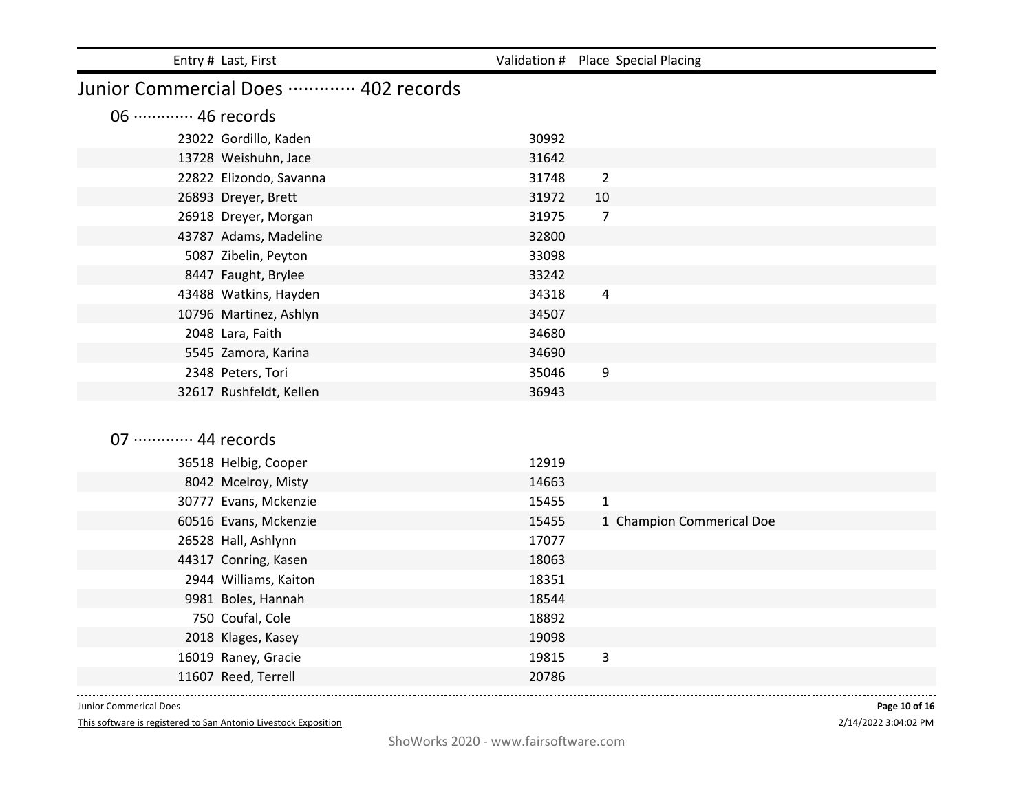| Entry # | Last, First | Validation # | Place | Special Placing |
|---|---|---|---|---|

# Junior Commercial Does ············ 402 records

## 06 ············ 46 records

| Entry # | Last, First | Validation # | Place | Special Placing |
|---|---|---|---|---|
| 23022 | Gordillo, Kaden | 30992 | | |
| 13728 | Weishuhn, Jace | 31642 | | |
| 22822 | Elizondo, Savanna | 31748 | 2 | |
| 26893 | Dreyer, Brett | 31972 | 10 | |
| 26918 | Dreyer, Morgan | 31975 | 7 | |
| 43787 | Adams, Madeline | 32800 | | |
| 5087 | Zibelin, Peyton | 33098 | | |
| 8447 | Faught, Brylee | 33242 | | |
| 43488 | Watkins, Hayden | 34318 | 4 | |
| 10796 | Martinez, Ashlyn | 34507 | | |
| 2048 | Lara, Faith | 34680 | | |
| 5545 | Zamora, Karina | 34690 | | |
| 2348 | Peters, Tori | 35046 | 9 | |
| 32617 | Rushfeldt, Kellen | 36943 | | |

## 07 ············ 44 records

| Entry # | Last, First | Validation # | Place | Special Placing |
|---|---|---|---|---|
| 36518 | Helbig, Cooper | 12919 | | |
| 8042 | Mcelroy, Misty | 14663 | | |
| 30777 | Evans, Mckenzie | 15455 | 1 | |
| 60516 | Evans, Mckenzie | 15455 | 1 | Champion Commerical Doe |
| 26528 | Hall, Ashlynn | 17077 | | |
| 44317 | Conring, Kasen | 18063 | | |
| 2944 | Williams, Kaiton | 18351 | | |
| 9981 | Boles, Hannah | 18544 | | |
| 750 | Coufal, Cole | 18892 | | |
| 2018 | Klages, Kasey | 19098 | | |
| 16019 | Raney, Gracie | 19815 | 3 | |
| 11607 | Reed, Terrell | 20786 | | |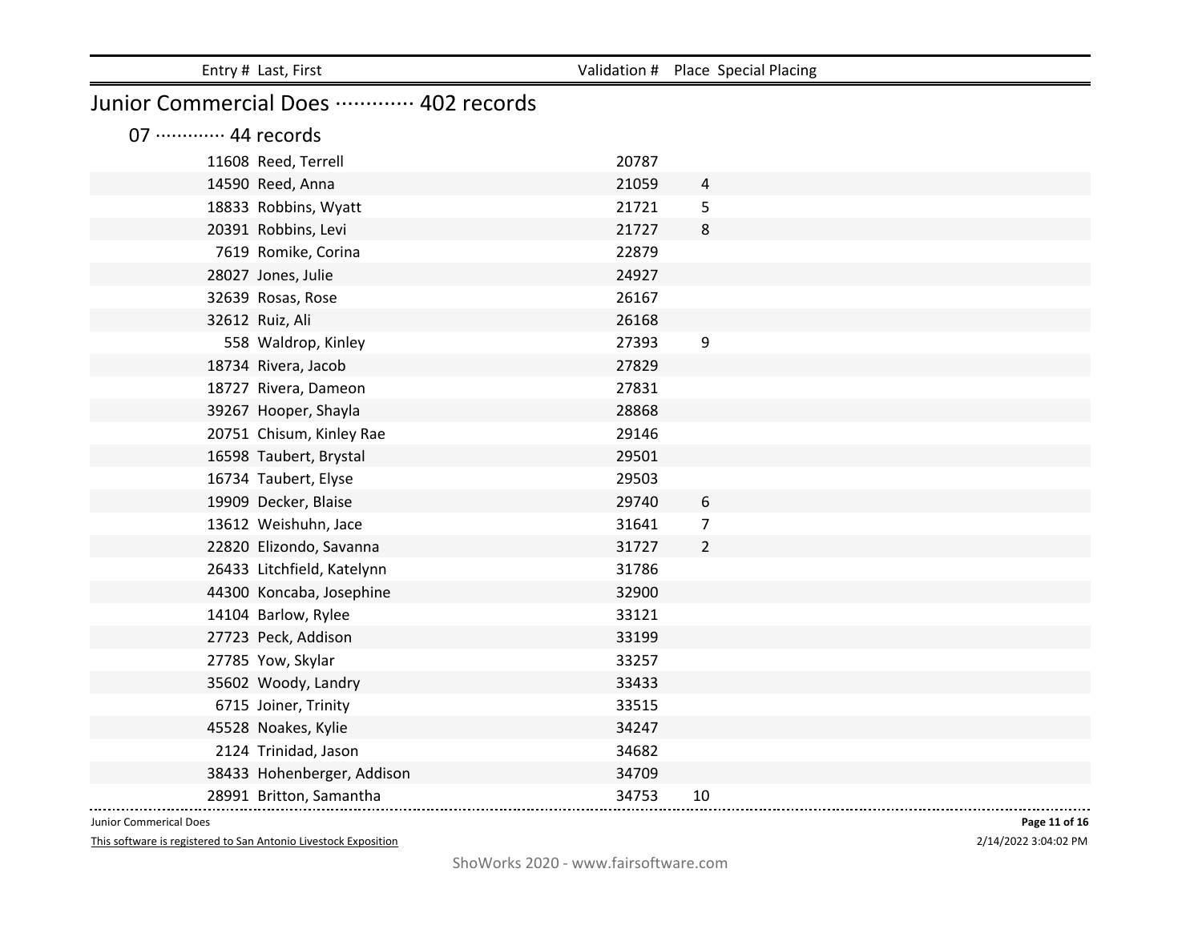| Entry # | Last, First | Validation # | Place | Special Placing |
|---|---|---|---|---|

# Junior Commercial Does ············· 402 records

## 07 ············· 44 records

| Entry # | Last, First | Validation # | Place | Special Placing |
|---|---|---|---|---|
| 11608 | Reed, Terrell | 20787 | | |
| 14590 | Reed, Anna | 21059 | 4 | |
| 18833 | Robbins, Wyatt | 21721 | 5 | |
| 20391 | Robbins, Levi | 21727 | 8 | |
| 7619 | Romike, Corina | 22879 | | |
| 28027 | Jones, Julie | 24927 | | |
| 32639 | Rosas, Rose | 26167 | | |
| 32612 | Ruiz, Ali | 26168 | | |
| 558 | Waldrop, Kinley | 27393 | 9 | |
| 18734 | Rivera, Jacob | 27829 | | |
| 18727 | Rivera, Dameon | 27831 | | |
| 39267 | Hooper, Shayla | 28868 | | |
| 20751 | Chisum, Kinley Rae | 29146 | | |
| 16598 | Taubert, Brystal | 29501 | | |
| 16734 | Taubert, Elyse | 29503 | | |
| 19909 | Decker, Blaise | 29740 | 6 | |
| 13612 | Weishuhn, Jace | 31641 | 7 | |
| 22820 | Elizondo, Savanna | 31727 | 2 | |
| 26433 | Litchfield, Katelynn | 31786 | | |
| 44300 | Koncaba, Josephine | 32900 | | |
| 14104 | Barlow, Rylee | 33121 | | |
| 27723 | Peck, Addison | 33199 | | |
| 27785 | Yow, Skylar | 33257 | | |
| 35602 | Woody, Landry | 33433 | | |
| 6715 | Joiner, Trinity | 33515 | | |
| 45528 | Noakes, Kylie | 34247 | | |
| 2124 | Trinidad, Jason | 34682 | | |
| 38433 | Hohenberger, Addison | 34709 | | |
| 28991 | Britton, Samantha | 34753 | 10 | |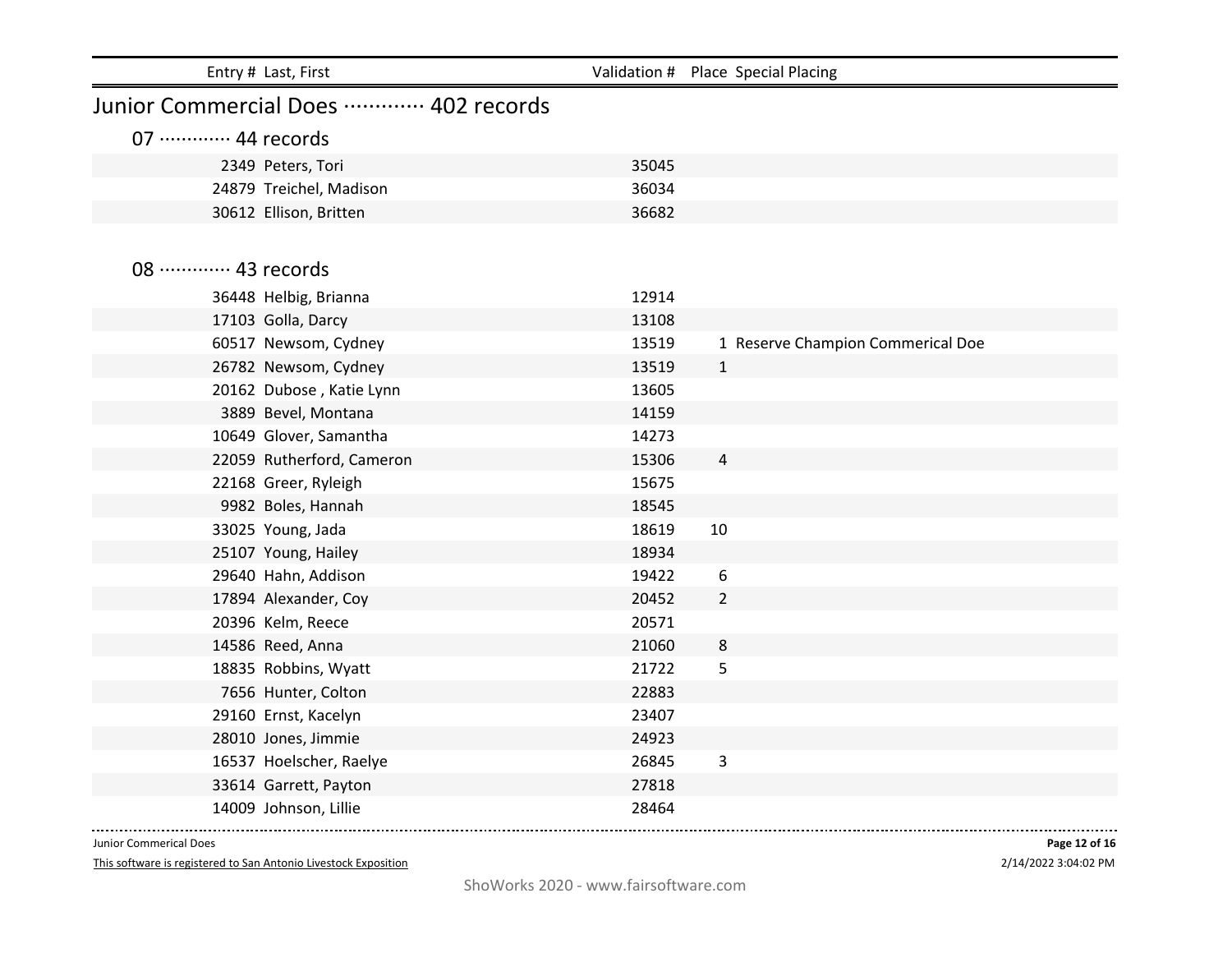| Entry # | Last, First | Validation # | Place | Special Placing |
|---|---|---|---|---|

## Junior Commercial Does ············· 402 records

### 07 ············· 44 records

| Entry # | Last, First | Validation # | Place | Special Placing |
|---|---|---|---|---|
| 2349 | Peters, Tori | 35045 | | |
| 24879 | Treichel, Madison | 36034 | | |
| 30612 | Ellison, Britten | 36682 | | |

### 08 ············· 43 records

| Entry # | Last, First | Validation # | Place | Special Placing |
|---|---|---|---|---|
| 36448 | Helbig, Brianna | 12914 | | |
| 17103 | Golla, Darcy | 13108 | | |
| 60517 | Newsom, Cydney | 13519 | 1 | Reserve Champion Commerical Doe |
| 26782 | Newsom, Cydney | 13519 | 1 | |
| 20162 | Dubose , Katie Lynn | 13605 | | |
| 3889 | Bevel, Montana | 14159 | | |
| 10649 | Glover, Samantha | 14273 | | |
| 22059 | Rutherford, Cameron | 15306 | 4 | |
| 22168 | Greer, Ryleigh | 15675 | | |
| 9982 | Boles, Hannah | 18545 | | |
| 33025 | Young, Jada | 18619 | 10 | |
| 25107 | Young, Hailey | 18934 | | |
| 29640 | Hahn, Addison | 19422 | 6 | |
| 17894 | Alexander, Coy | 20452 | 2 | |
| 20396 | Kelm, Reece | 20571 | | |
| 14586 | Reed, Anna | 21060 | 8 | |
| 18835 | Robbins, Wyatt | 21722 | 5 | |
| 7656 | Hunter, Colton | 22883 | | |
| 29160 | Ernst, Kacelyn | 23407 | | |
| 28010 | Jones, Jimmie | 24923 | | |
| 16537 | Hoelscher, Raelye | 26845 | 3 | |
| 33614 | Garrett, Payton | 27818 | | |
| 14009 | Johnson, Lillie | 28464 | | |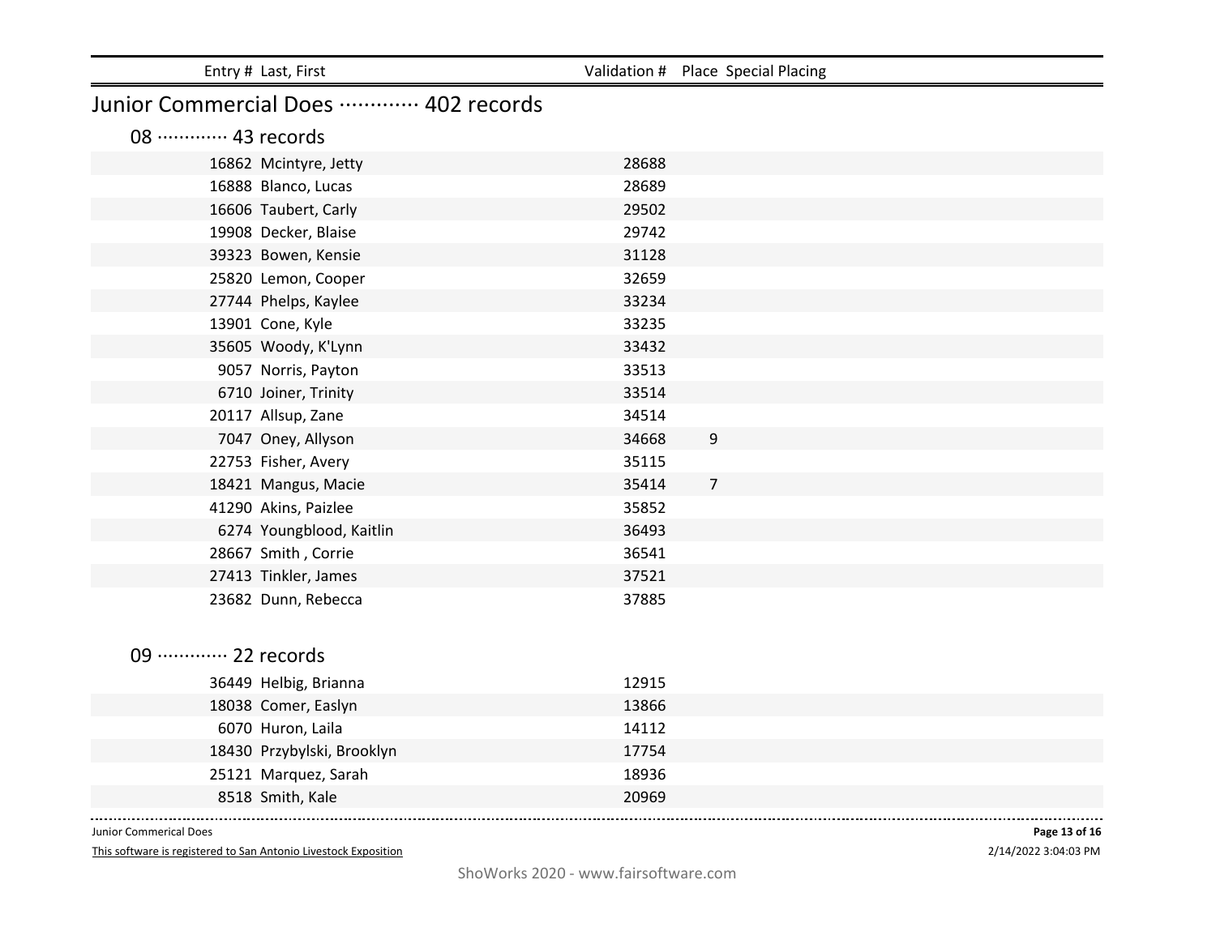| Entry # | Last, First | Validation # | Place | Special Placing |
|---|---|---|---|---|

## Junior Commercial Does ············· 402 records

### 08 ············· 43 records

| Entry # | Last, First | Validation # | Place | Special Placing |
|---|---|---|---|---|
| 16862 | Mcintyre, Jetty | 28688 | | |
| 16888 | Blanco, Lucas | 28689 | | |
| 16606 | Taubert, Carly | 29502 | | |
| 19908 | Decker, Blaise | 29742 | | |
| 39323 | Bowen, Kensie | 31128 | | |
| 25820 | Lemon, Cooper | 32659 | | |
| 27744 | Phelps, Kaylee | 33234 | | |
| 13901 | Cone, Kyle | 33235 | | |
| 35605 | Woody, K'Lynn | 33432 | | |
| 9057 | Norris, Payton | 33513 | | |
| 6710 | Joiner, Trinity | 33514 | | |
| 20117 | Allsup, Zane | 34514 | | |
| 7047 | Oney, Allyson | 34668 | 9 | |
| 22753 | Fisher, Avery | 35115 | | |
| 18421 | Mangus, Macie | 35414 | 7 | |
| 41290 | Akins, Paizlee | 35852 | | |
| 6274 | Youngblood, Kaitlin | 36493 | | |
| 28667 | Smith , Corrie | 36541 | | |
| 27413 | Tinkler, James | 37521 | | |
| 23682 | Dunn, Rebecca | 37885 | | |

### 09 ············· 22 records

| Entry # | Last, First | Validation # | Place | Special Placing |
|---|---|---|---|---|
| 36449 | Helbig, Brianna | 12915 | | |
| 18038 | Comer, Easlyn | 13866 | | |
| 6070 | Huron, Laila | 14112 | | |
| 18430 | Przybylski, Brooklyn | 17754 | | |
| 25121 | Marquez, Sarah | 18936 | | |
| 8518 | Smith, Kale | 20969 | | |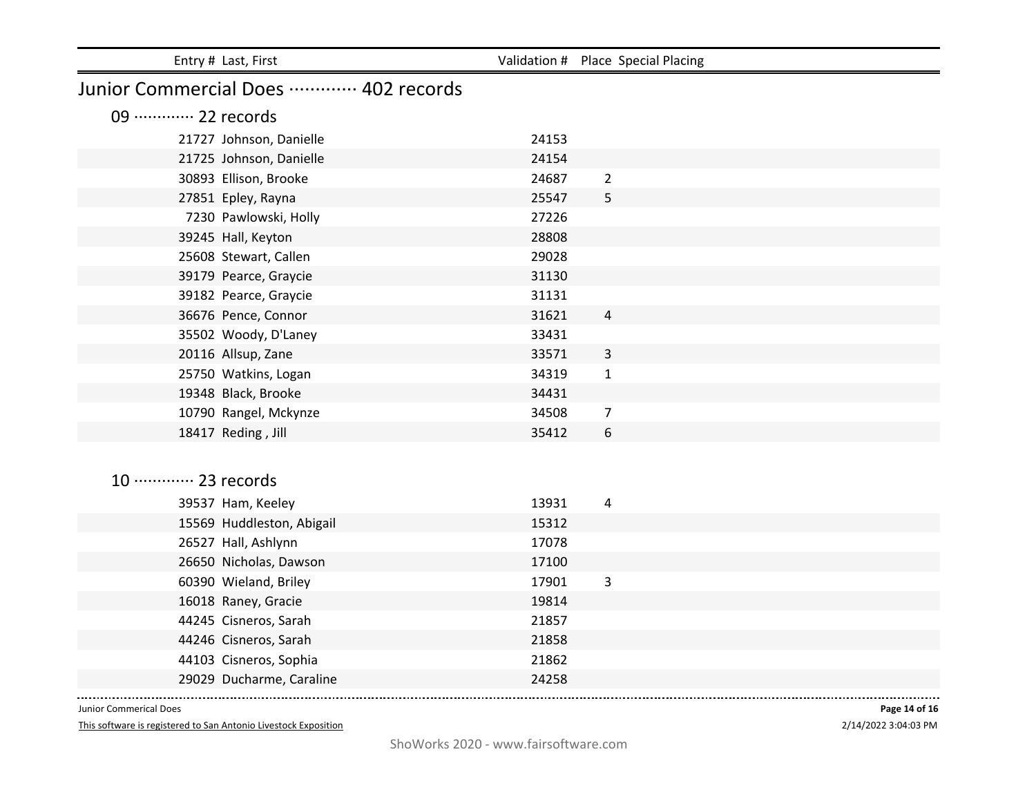| Entry # | Last, First | Validation # | Place | Special Placing |
|---|---|---|---|---|

## Junior Commercial Does ············· 402 records

### 09 ············· 22 records

| Entry # | Last, First | Validation # | Place | Special Placing |
|---|---|---|---|---|
| 21727 | Johnson, Danielle | 24153 | | |
| 21725 | Johnson, Danielle | 24154 | | |
| 30893 | Ellison, Brooke | 24687 | 2 | |
| 27851 | Epley, Rayna | 25547 | 5 | |
| 7230 | Pawlowski, Holly | 27226 | | |
| 39245 | Hall, Keyton | 28808 | | |
| 25608 | Stewart, Callen | 29028 | | |
| 39179 | Pearce, Graycie | 31130 | | |
| 39182 | Pearce, Graycie | 31131 | | |
| 36676 | Pence, Connor | 31621 | 4 | |
| 35502 | Woody, D'Laney | 33431 | | |
| 20116 | Allsup, Zane | 33571 | 3 | |
| 25750 | Watkins, Logan | 34319 | 1 | |
| 19348 | Black, Brooke | 34431 | | |
| 10790 | Rangel, Mckynze | 34508 | 7 | |
| 18417 | Reding , Jill | 35412 | 6 | |

### 10 ············· 23 records

| Entry # | Last, First | Validation # | Place | Special Placing |
|---|---|---|---|---|
| 39537 | Ham, Keeley | 13931 | 4 | |
| 15569 | Huddleston, Abigail | 15312 | | |
| 26527 | Hall, Ashlynn | 17078 | | |
| 26650 | Nicholas, Dawson | 17100 | | |
| 60390 | Wieland, Briley | 17901 | 3 | |
| 16018 | Raney, Gracie | 19814 | | |
| 44245 | Cisneros, Sarah | 21857 | | |
| 44246 | Cisneros, Sarah | 21858 | | |
| 44103 | Cisneros, Sophia | 21862 | | |
| 29029 | Ducharme, Caraline | 24258 | | |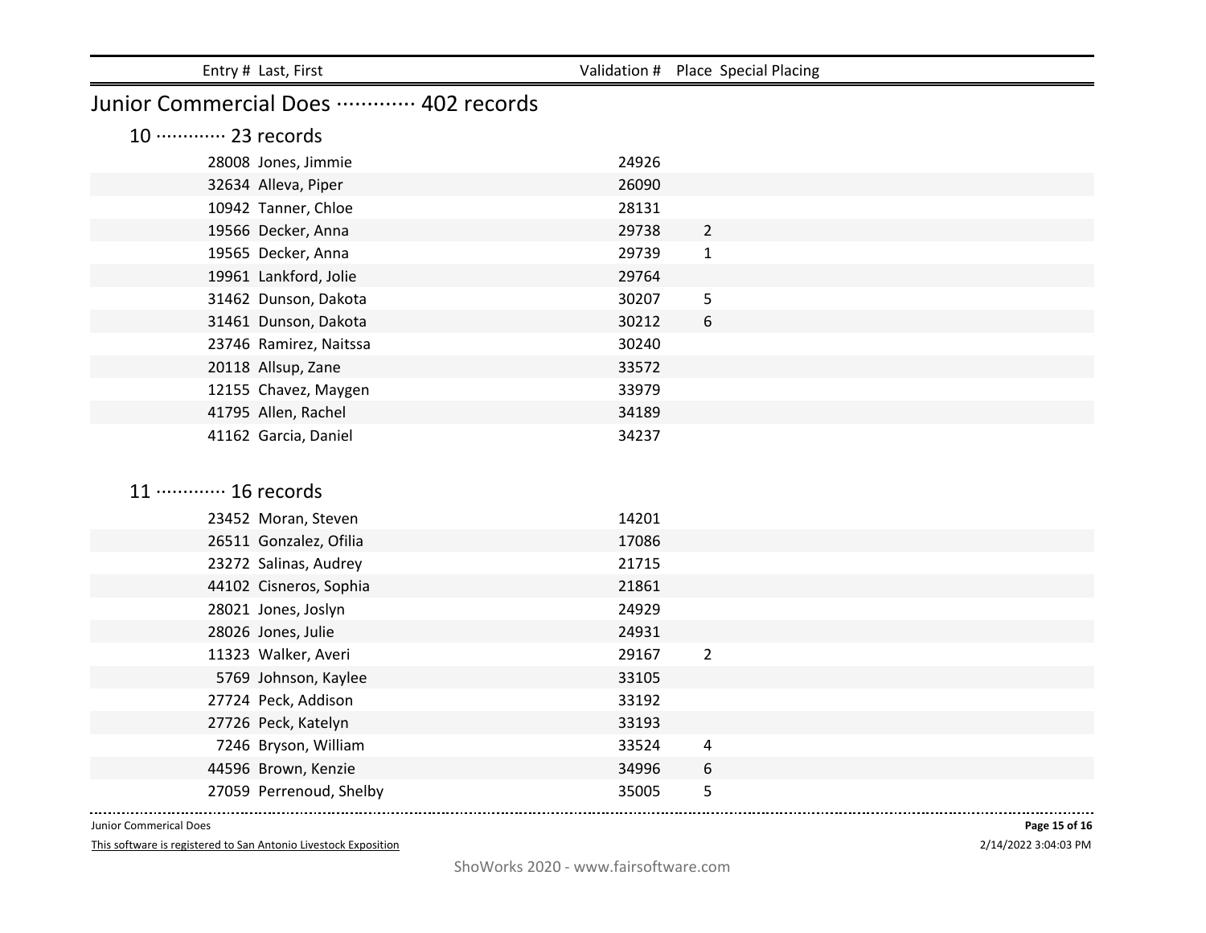| Entry # | Last, First | Validation # | Place | Special Placing |
|---|---|---|---|---|

## Junior Commercial Does ············· 402 records

### 10 ············· 23 records

| Entry # | Last, First | Validation # | Place | Special Placing |
|---|---|---|---|---|
| 28008 | Jones, Jimmie | 24926 | | |
| 32634 | Alleva, Piper | 26090 | | |
| 10942 | Tanner, Chloe | 28131 | | |
| 19566 | Decker, Anna | 29738 | 2 | |
| 19565 | Decker, Anna | 29739 | 1 | |
| 19961 | Lankford, Jolie | 29764 | | |
| 31462 | Dunson, Dakota | 30207 | 5 | |
| 31461 | Dunson, Dakota | 30212 | 6 | |
| 23746 | Ramirez, Naitssa | 30240 | | |
| 20118 | Allsup, Zane | 33572 | | |
| 12155 | Chavez, Maygen | 33979 | | |
| 41795 | Allen, Rachel | 34189 | | |
| 41162 | Garcia, Daniel | 34237 | | |

### 11 ············· 16 records

| Entry # | Last, First | Validation # | Place | Special Placing |
|---|---|---|---|---|
| 23452 | Moran, Steven | 14201 | | |
| 26511 | Gonzalez, Ofilia | 17086 | | |
| 23272 | Salinas, Audrey | 21715 | | |
| 44102 | Cisneros, Sophia | 21861 | | |
| 28021 | Jones, Joslyn | 24929 | | |
| 28026 | Jones, Julie | 24931 | | |
| 11323 | Walker, Averi | 29167 | 2 | |
| 5769 | Johnson, Kaylee | 33105 | | |
| 27724 | Peck, Addison | 33192 | | |
| 27726 | Peck, Katelyn | 33193 | | |
| 7246 | Bryson, William | 33524 | 4 | |
| 44596 | Brown, Kenzie | 34996 | 6 | |
| 27059 | Perrenoud, Shelby | 35005 | 5 | |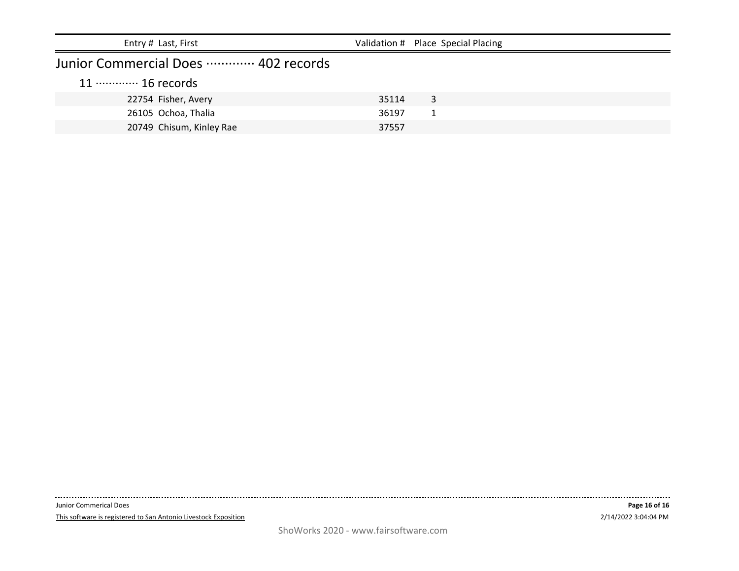| Entry # | Last, First | Validation # | Place | Special Placing |
|---|---|---|---|---|

## Junior Commercial Does ············· 402 records

### 11 ············· 16 records

| Entry # | Last, First | Validation # | Place | Special Placing |
|---|---|---|---|---|
| 22754 | Fisher, Avery | 35114 | 3 | |
| 26105 | Ochoa, Thalia | 36197 | 1 | |
| 20749 | Chisum, Kinley Rae | 37557 | | |